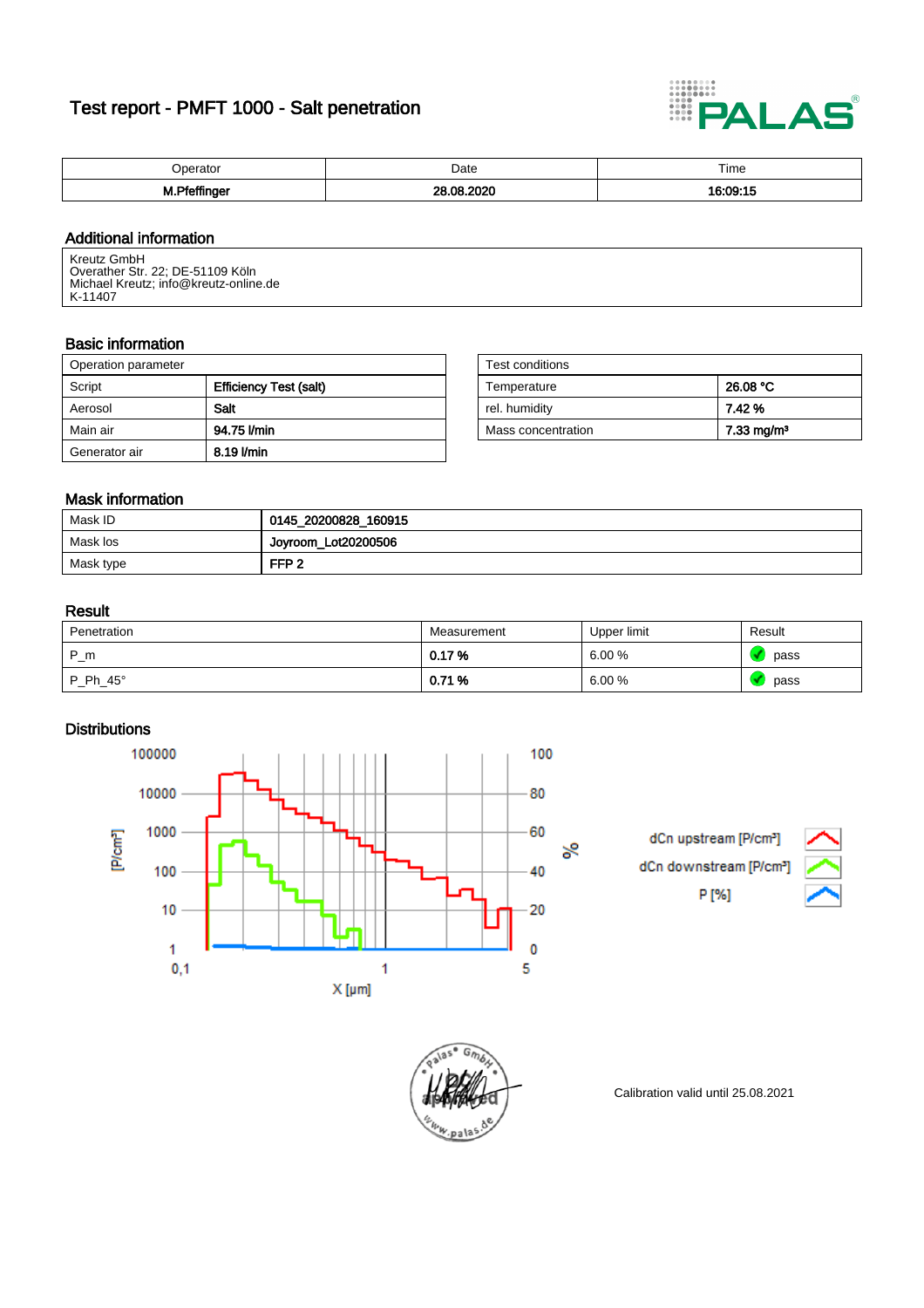# Test report - PMFT 1000 - Salt penetration

| Operator | Date | Time |
|---|---|---|
| **M.Pfeffinger** | **28.08.2020** | **16:09:15** |

## Additional information

Kreutz GmbH
Overather Str. 22; DE-51109 Köln
Michael Kreutz; info@kreutz-online.de
K-11407

## Basic information

| Operation parameter | |
|---|---|
| Script | **Efficiency Test (salt)** |
| Aerosol | **Salt** |
| Main air | **94.75 l/min** |
| Generator air | **8.19 l/min** |

| Test conditions | |
|---|---|
| Temperature | **26.08 °C** |
| rel. humidity | **7.42 %** |
| Mass concentration | **7.33 mg/m³** |

## Mask information

| | |
|---|---|
| Mask ID | **0145_20200828_160915** |
| Mask los | **Joyroom_Lot20200506** |
| Mask type | **FFP 2** |

## Result

| Penetration | Measurement | Upper limit | Result |
|---|---|---|---|
| P_m | **0.17 %** | 6.00 % | pass |
| P_Ph_45° | **0.71 %** | 6.00 % | pass |

## Distributions

dCn upstream [P/cm³]
dCn downstream [P/cm³]
P [%]

Calibration valid until 25.08.2021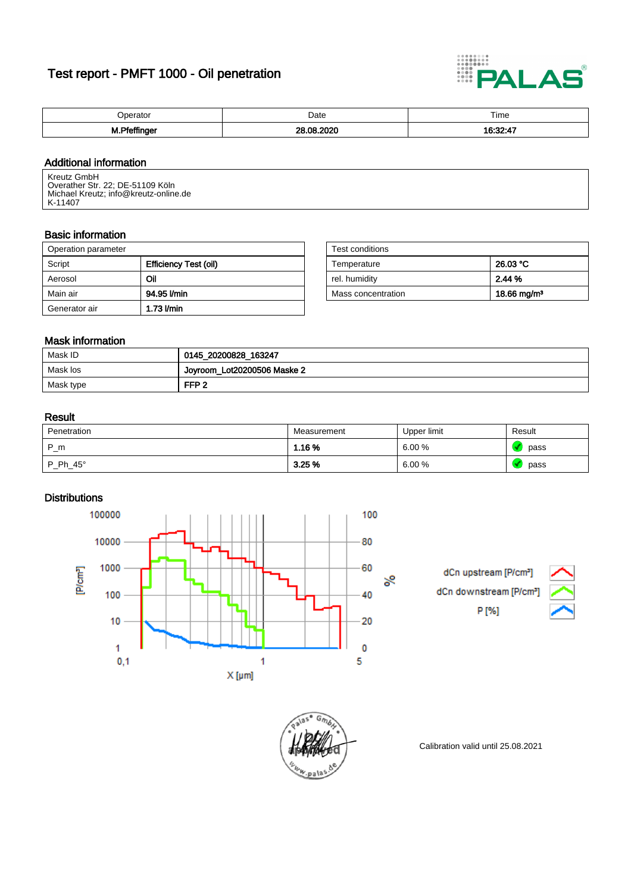# Test report - PMFT 1000 - Oil penetration

PALAS®

| Operator | Date | Time |
|---|---|---|
| M.Pfeffinger | 28.08.2020 | 16:32:47 |

## Additional information

Kreutz GmbH
Overather Str. 22; DE-51109 Köln
Michael Kreutz; info@kreutz-online.de
K-11407

## Basic information

| Operation parameter | |
|---|---|
| Script | Efficiency Test (oil) |
| Aerosol | Oil |
| Main air | 94.95 l/min |
| Generator air | 1.73 l/min |

| Test conditions | |
|---|---|
| Temperature | 26.03 °C |
| rel. humidity | 2.44 % |
| Mass concentration | 18.66 mg/m³ |

## Mask information

| | |
|---|---|
| Mask ID | 0145_20200828_163247 |
| Mask los | Joyroom_Lot20200506 Maske 2 |
| Mask type | FFP 2 |

## Result

| Penetration | Measurement | Upper limit | Result |
|---|---|---|---|
| P_m | 1.16 % | 6.00 % | pass |
| P_Ph_45° | 3.25 % | 6.00 % | pass |

## Distributions

Calibration valid until 25.08.2021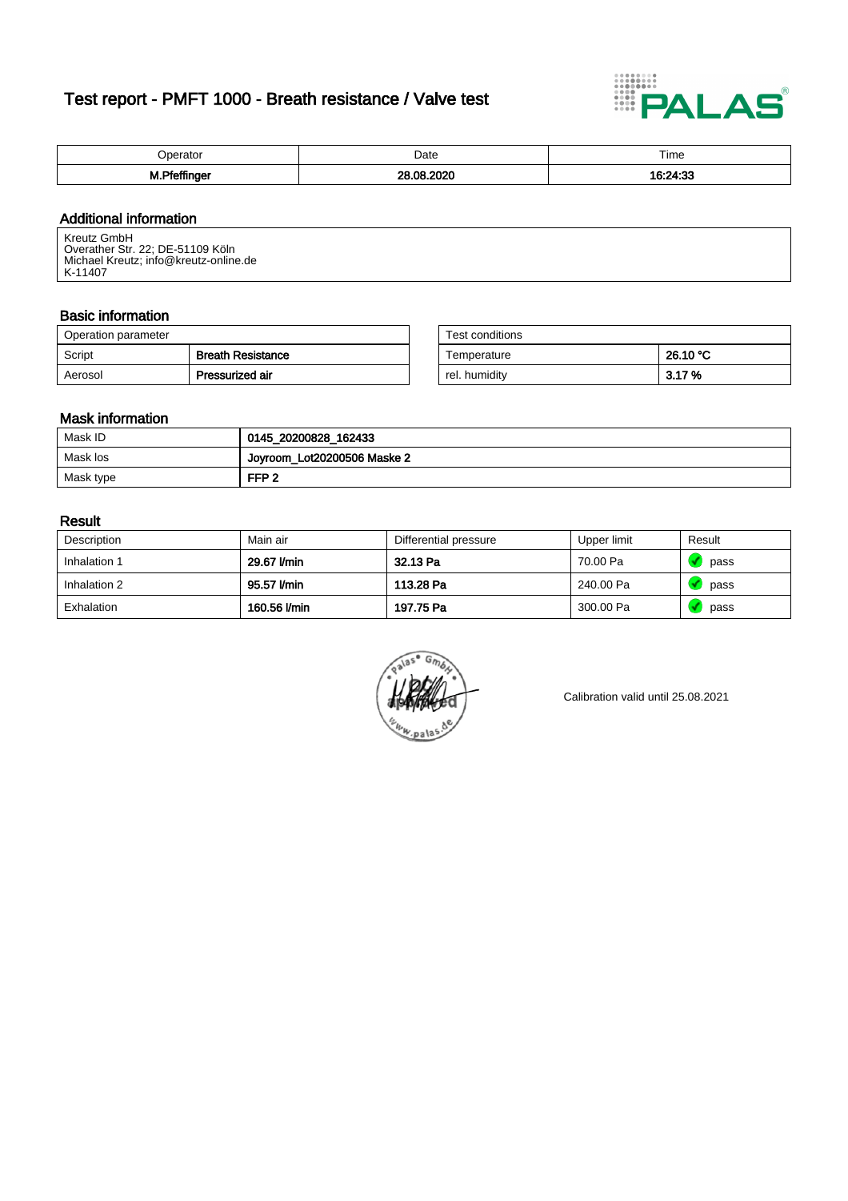# Test report - PMFT 1000 - Breath resistance / Valve test

| Operator | Date | Time |
|---|---|---|
| **M.Pfeffinger** | **28.08.2020** | **16:24:33** |

## Additional information

Kreutz GmbH
Overather Str. 22; DE-51109 Köln
Michael Kreutz; info@kreutz-online.de
K-11407

## Basic information

| Operation parameter | |
|---|---|
| Script | **Breath Resistance** |
| Aerosol | **Pressurized air** |

| Test conditions | |
|---|---|
| Temperature | **26.10 °C** |
| rel. humidity | **3.17 %** |

## Mask information

| Mask ID | **0145_20200828_162433** |
|---|---|
| Mask los | **Joyroom_Lot20200506 Maske 2** |
| Mask type | **FFP 2** |

## Result

| Description | Main air | Differential pressure | Upper limit | Result |
|---|---|---|---|---|
| Inhalation 1 | **29.67 l/min** | **32.13 Pa** | 70.00 Pa | pass |
| Inhalation 2 | **95.57 l/min** | **113.28 Pa** | 240.00 Pa | pass |
| Exhalation | **160.56 l/min** | **197.75 Pa** | 300.00 Pa | pass |

Calibration valid until 25.08.2021